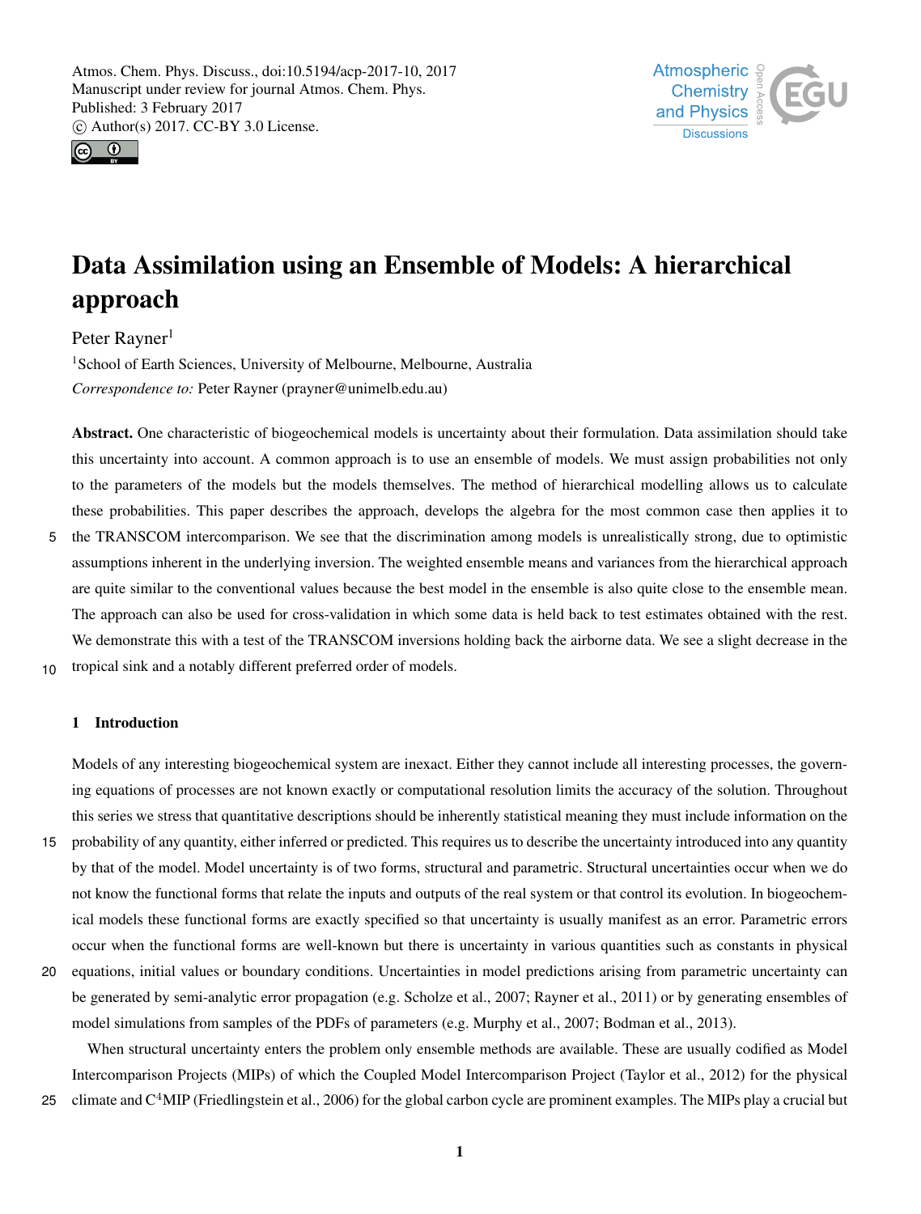# Data Assimilation using an Ensemble of Models: A hierarchical approach

Peter Rayner[1]

[1]School of Earth Sciences, University of Melbourne, Melbourne, Australia

*Correspondence to:* Peter Rayner (prayner@unimelb.edu.au)

**Abstract.** One characteristic of biogeochemical models is uncertainty about their formulation. Data assimilation should take this uncertainty into account. A common approach is to use an ensemble of models. We must assign probabilities not only to the parameters of the models but the models themselves. The method of hierarchical modelling allows us to calculate these probabilities. This paper describes the approach, develops the algebra for the most common case then applies it to the TRANSCOM intercomparison. We see that the discrimination among models is unrealistically strong, due to optimistic assumptions inherent in the underlying inversion. The weighted ensemble means and variances from the hierarchical approach are quite similar to the conventional values because the best model in the ensemble is also quite close to the ensemble mean. The approach can also be used for cross-validation in which some data is held back to test estimates obtained with the rest. We demonstrate this with a test of the TRANSCOM inversions holding back the airborne data. We see a slight decrease in the tropical sink and a notably different preferred order of models.

## 1 Introduction

Models of any interesting biogeochemical system are inexact. Either they cannot include all interesting processes, the governing equations of processes are not known exactly or computational resolution limits the accuracy of the solution. Throughout this series we stress that quantitative descriptions should be inherently statistical meaning they must include information on the probability of any quantity, either inferred or predicted. This requires us to describe the uncertainty introduced into any quantity by that of the model. Model uncertainty is of two forms, structural and parametric. Structural uncertainties occur when we do not know the functional forms that relate the inputs and outputs of the real system or that control its evolution. In biogeochemical models these functional forms are exactly specified so that uncertainty is usually manifest as an error. Parametric errors occur when the functional forms are well-known but there is uncertainty in various quantities such as constants in physical equations, initial values or boundary conditions. Uncertainties in model predictions arising from parametric uncertainty can be generated by semi-analytic error propagation (e.g. Scholze et al., 2007; Rayner et al., 2011) or by generating ensembles of model simulations from samples of the PDFs of parameters (e.g. Murphy et al., 2007; Bodman et al., 2013).

When structural uncertainty enters the problem only ensemble methods are available. These are usually codified as Model Intercomparison Projects (MIPs) of which the Coupled Model Intercomparison Project (Taylor et al., 2012) for the physical climate and $C^4$MIP (Friedlingstein et al., 2006) for the global carbon cycle are prominent examples. The MIPs play a crucial but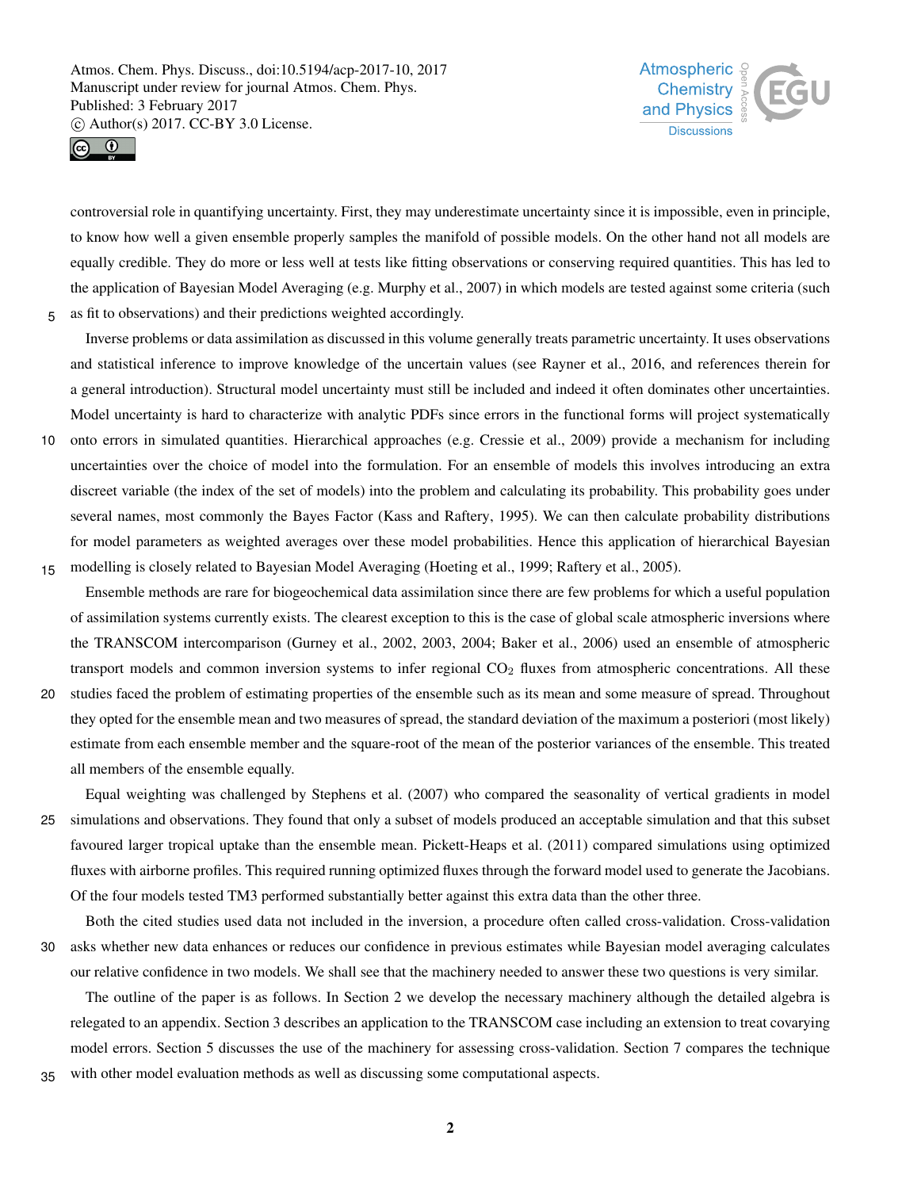controversial role in quantifying uncertainty. First, they may underestimate uncertainty since it is impossible, even in principle, to know how well a given ensemble properly samples the manifold of possible models. On the other hand not all models are equally credible. They do more or less well at tests like fitting observations or conserving required quantities. This has led to the application of Bayesian Model Averaging (e.g. Murphy et al., 2007) in which models are tested against some criteria (such as fit to observations) and their predictions weighted accordingly.

Inverse problems or data assimilation as discussed in this volume generally treats parametric uncertainty. It uses observations and statistical inference to improve knowledge of the uncertain values (see Rayner et al., 2016, and references therein for a general introduction). Structural model uncertainty must still be included and indeed it often dominates other uncertainties. Model uncertainty is hard to characterize with analytic PDFs since errors in the functional forms will project systematically onto errors in simulated quantities. Hierarchical approaches (e.g. Cressie et al., 2009) provide a mechanism for including uncertainties over the choice of model into the formulation. For an ensemble of models this involves introducing an extra discreet variable (the index of the set of models) into the problem and calculating its probability. This probability goes under several names, most commonly the Bayes Factor (Kass and Raftery, 1995). We can then calculate probability distributions for model parameters as weighted averages over these model probabilities. Hence this application of hierarchical Bayesian modelling is closely related to Bayesian Model Averaging (Hoeting et al., 1999; Raftery et al., 2005).

Ensemble methods are rare for biogeochemical data assimilation since there are few problems for which a useful population of assimilation systems currently exists. The clearest exception to this is the case of global scale atmospheric inversions where the TRANSCOM intercomparison (Gurney et al., 2002, 2003, 2004; Baker et al., 2006) used an ensemble of atmospheric transport models and common inversion systems to infer regional $CO_2$ fluxes from atmospheric concentrations. All these studies faced the problem of estimating properties of the ensemble such as its mean and some measure of spread. Throughout they opted for the ensemble mean and two measures of spread, the standard deviation of the maximum a posteriori (most likely) estimate from each ensemble member and the square-root of the mean of the posterior variances of the ensemble. This treated all members of the ensemble equally.

Equal weighting was challenged by Stephens et al. (2007) who compared the seasonality of vertical gradients in model simulations and observations. They found that only a subset of models produced an acceptable simulation and that this subset favoured larger tropical uptake than the ensemble mean. Pickett-Heaps et al. (2011) compared simulations using optimized fluxes with airborne profiles. This required running optimized fluxes through the forward model used to generate the Jacobians. Of the four models tested TM3 performed substantially better against this extra data than the other three.

Both the cited studies used data not included in the inversion, a procedure often called cross-validation. Cross-validation asks whether new data enhances or reduces our confidence in previous estimates while Bayesian model averaging calculates our relative confidence in two models. We shall see that the machinery needed to answer these two questions is very similar.

The outline of the paper is as follows. In Section 2 we develop the necessary machinery although the detailed algebra is relegated to an appendix. Section 3 describes an application to the TRANSCOM case including an extension to treat covarying model errors. Section 5 discusses the use of the machinery for assessing cross-validation. Section 7 compares the technique with other model evaluation methods as well as discussing some computational aspects.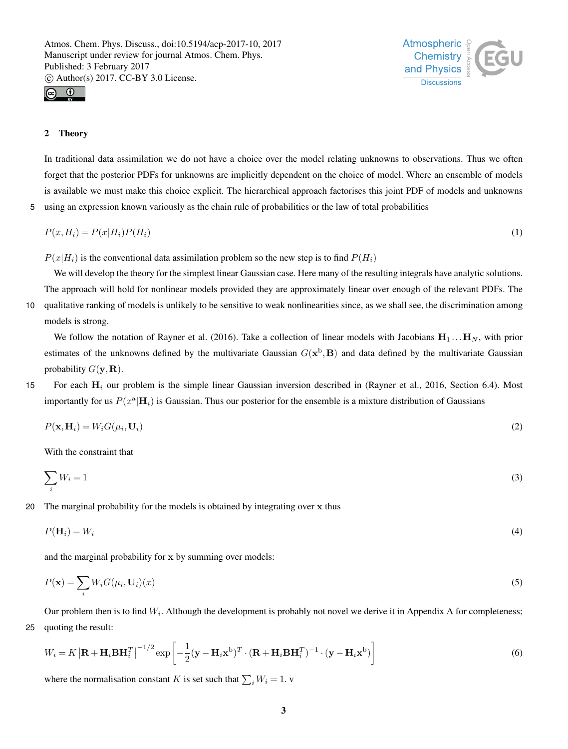## 2 Theory

In traditional data assimilation we do not have a choice over the model relating unknowns to observations. Thus we often forget that the posterior PDFs for unknowns are implicitly dependent on the choice of model. Where an ensemble of models is available we must make this choice explicit. The hierarchical approach factorises this joint PDF of models and unknowns using an expression known variously as the chain rule of probabilities or the law of total probabilities

$$P(x, H_i) = P(x|H_i)P(H_i) \tag{1}$$

$P(x|H_i)$ is the conventional data assimilation problem so the new step is to find $P(H_i)$

We will develop the theory for the simplest linear Gaussian case. Here many of the resulting integrals have analytic solutions. The approach will hold for nonlinear models provided they are approximately linear over enough of the relevant PDFs. The qualitative ranking of models is unlikely to be sensitive to weak nonlinearities since, as we shall see, the discrimination among models is strong.

We follow the notation of Rayner et al. (2016). Take a collection of linear models with Jacobians $\mathbf{H}_1 \ldots \mathbf{H}_N$, with prior estimates of the unknowns defined by the multivariate Gaussian $G(\mathbf{x}^{\mathrm{b}}, \mathbf{B})$ and data defined by the multivariate Gaussian probability $G(\mathbf{y}, \mathbf{R})$.

For each $\mathbf{H}_i$ our problem is the simple linear Gaussian inversion described in (Rayner et al., 2016, Section 6.4). Most importantly for us $P(x^{\mathrm{a}}|\mathbf{H}_i)$ is Gaussian. Thus our posterior for the ensemble is a mixture distribution of Gaussians

$$P(\mathbf{x}, \mathbf{H}_i) = W_i G(\mu_i, \mathbf{U}_i) \tag{2}$$

With the constraint that

$$\sum_i W_i = 1 \tag{3}$$

The marginal probability for the models is obtained by integrating over $\mathbf{x}$ thus

$$P(\mathbf{H}_i) = W_i \tag{4}$$

and the marginal probability for $\mathbf{x}$ by summing over models:

$$P(\mathbf{x}) = \sum_i W_i G(\mu_i, \mathbf{U}_i)(x) \tag{5}$$

Our problem then is to find $W_i$. Although the development is probably not novel we derive it in Appendix A for completeness; quoting the result:

$$W_i = K \left|\mathbf{R} + \mathbf{H}_i \mathbf{B} \mathbf{H}_i^T\right|^{-1/2} \exp\left[-\frac{1}{2}(\mathbf{y} - \mathbf{H}_i \mathbf{x}^{\mathrm{b}})^T \cdot (\mathbf{R} + \mathbf{H}_i \mathbf{B} \mathbf{H}_i^T)^{-1} \cdot (\mathbf{y} - \mathbf{H}_i \mathbf{x}^{\mathrm{b}})\right] \tag{6}$$

where the normalisation constant $K$ is set such that $\sum_i W_i = 1$. v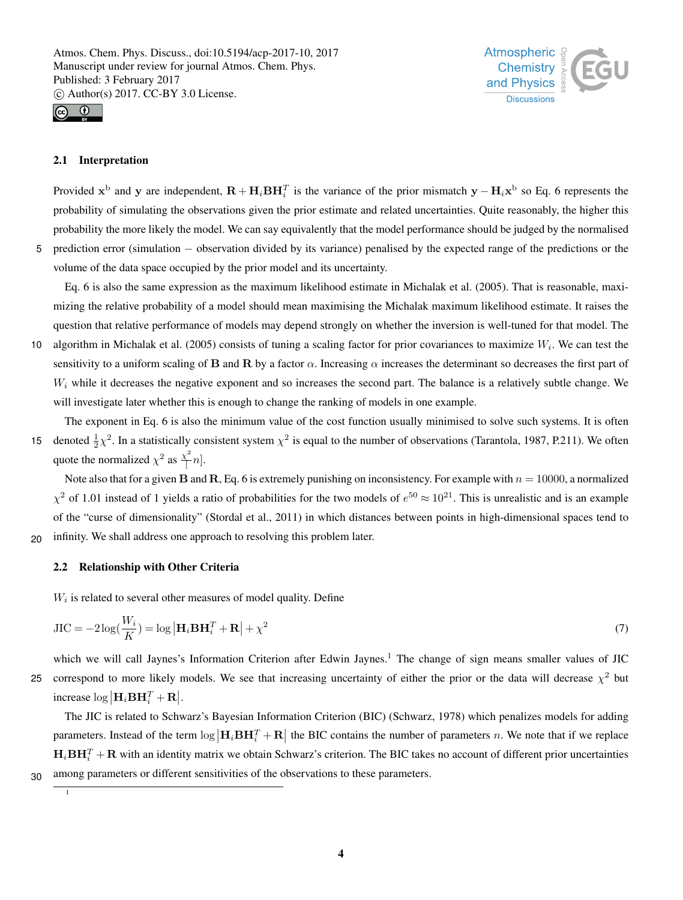### 2.1 Interpretation

Provided $\mathbf{x}^{\mathrm{b}}$ and $\mathbf{y}$ are independent, $\mathbf{R}+\mathbf{H}_i\mathbf{B}\mathbf{H}_i^T$ is the variance of the prior mismatch $\mathbf{y}-\mathbf{H}_i\mathbf{x}^{\mathrm{b}}$ so Eq. 6 represents the probability of simulating the observations given the prior estimate and related uncertainties. Quite reasonably, the higher this probability the more likely the model. We can say equivalently that the model performance should be judged by the normalised prediction error (simulation − observation divided by its variance) penalised by the expected range of the predictions or the volume of the data space occupied by the prior model and its uncertainty.

Eq. 6 is also the same expression as the maximum likelihood estimate in Michalak et al. (2005). That is reasonable, maximizing the relative probability of a model should mean maximising the Michalak maximum likelihood estimate. It raises the question that relative performance of models may depend strongly on whether the inversion is well-tuned for that model. The algorithm in Michalak et al. (2005) consists of tuning a scaling factor for prior covariances to maximize $W_i$. We can test the sensitivity to a uniform scaling of $\mathbf{B}$ and $\mathbf{R}$ by a factor $\alpha$. Increasing $\alpha$ increases the determinant so decreases the first part of $W_i$ while it decreases the negative exponent and so increases the second part. The balance is a relatively subtle change. We will investigate later whether this is enough to change the ranking of models in one example.

The exponent in Eq. 6 is also the minimum value of the cost function usually minimised to solve such systems. It is often denoted $\frac{1}{2}\chi^2$. In a statistically consistent system $\chi^2$ is equal to the number of observations (Tarantola, 1987, P.211). We often quote the normalized $\chi^2$ as $\frac{\chi^2}{[}n]$.

Note also that for a given $\mathbf{B}$ and $\mathbf{R}$, Eq. 6 is extremely punishing on inconsistency. For example with $n = 10000$, a normalized $\chi^2$ of 1.01 instead of 1 yields a ratio of probabilities for the two models of $e^{50} \approx 10^{21}$. This is unrealistic and is an example of the "curse of dimensionality" (Stordal et al., 2011) in which distances between points in high-dimensional spaces tend to infinity. We shall address one approach to resolving this problem later.

### 2.2 Relationship with Other Criteria

$W_i$ is related to several other measures of model quality. Define

$$\mathrm{JIC} = -2\log\left(\frac{W_i}{K}\right) = \log\left|\mathbf{H}_i\mathbf{B}\mathbf{H}_i^T+\mathbf{R}\right| + \chi^2 \tag{7}$$

which we will call Jaynes's Information Criterion after Edwin Jaynes.[1] The change of sign means smaller values of JIC correspond to more likely models. We see that increasing uncertainty of either the prior or the data will decrease $\chi^2$ but increase $\log\left|\mathbf{H}_i\mathbf{B}\mathbf{H}_i^T+\mathbf{R}\right|$.

The JIC is related to Schwarz's Bayesian Information Criterion (BIC) (Schwarz, 1978) which penalizes models for adding parameters. Instead of the term $\log\left|\mathbf{H}_i\mathbf{B}\mathbf{H}_i^T+\mathbf{R}\right|$ the BIC contains the number of parameters $n$. We note that if we replace $\mathbf{H}_i\mathbf{B}\mathbf{H}_i^T+\mathbf{R}$ with an identity matrix we obtain Schwarz's criterion. The BIC takes no account of different prior uncertainties among parameters or different sensitivities of the observations to these parameters.

[1]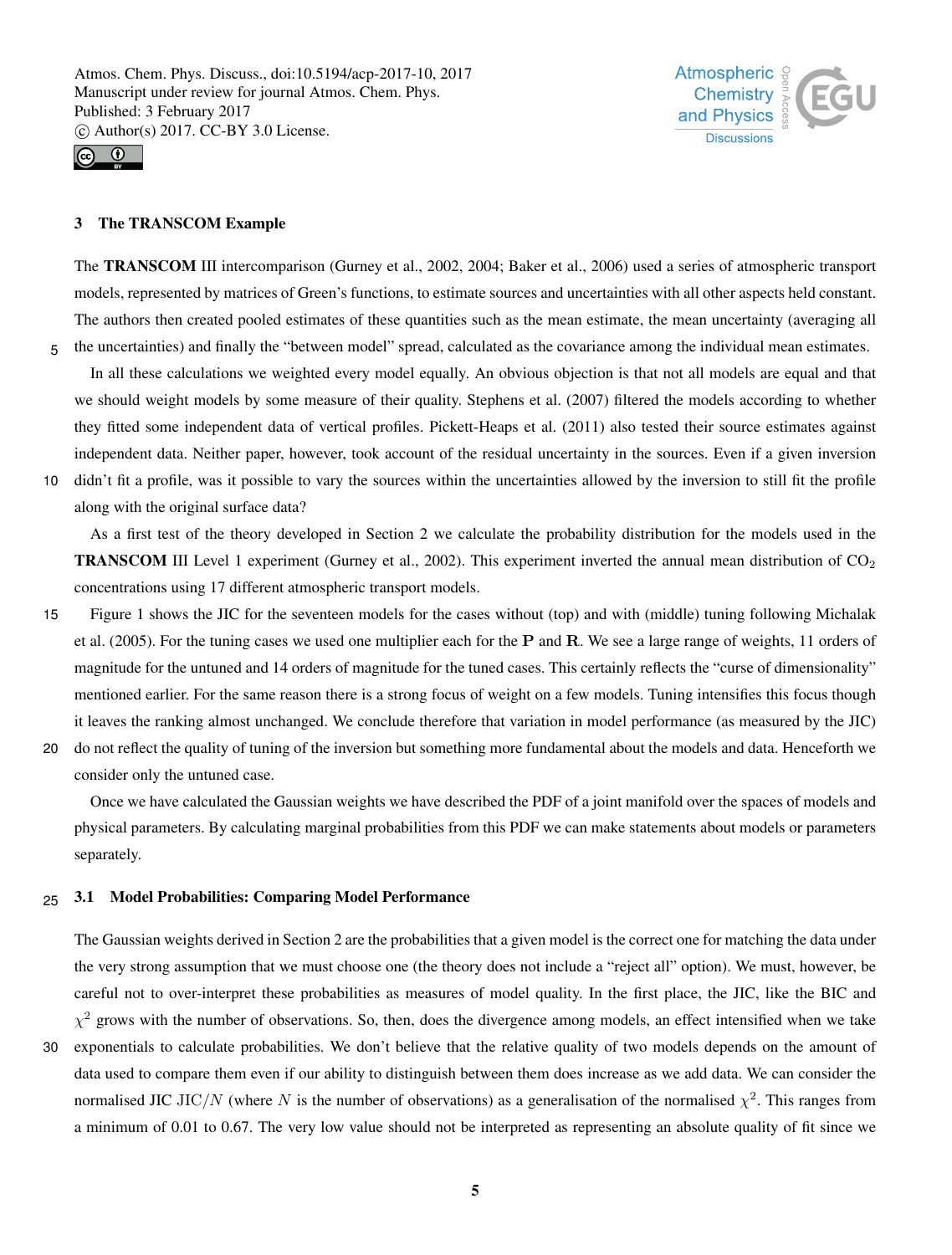## 3 The TRANSCOM Example

The **TRANSCOM** III intercomparison (Gurney et al., 2002, 2004; Baker et al., 2006) used a series of atmospheric transport models, represented by matrices of Green's functions, to estimate sources and uncertainties with all other aspects held constant. The authors then created pooled estimates of these quantities such as the mean estimate, the mean uncertainty (averaging all the uncertainties) and finally the "between model" spread, calculated as the covariance among the individual mean estimates.

In all these calculations we weighted every model equally. An obvious objection is that not all models are equal and that we should weight models by some measure of their quality. Stephens et al. (2007) filtered the models according to whether they fitted some independent data of vertical profiles. Pickett-Heaps et al. (2011) also tested their source estimates against independent data. Neither paper, however, took account of the residual uncertainty in the sources. Even if a given inversion didn't fit a profile, was it possible to vary the sources within the uncertainties allowed by the inversion to still fit the profile along with the original surface data?

As a first test of the theory developed in Section 2 we calculate the probability distribution for the models used in the **TRANSCOM** III Level 1 experiment (Gurney et al., 2002). This experiment inverted the annual mean distribution of $CO_2$ concentrations using 17 different atmospheric transport models.

Figure 1 shows the JIC for the seventeen models for the cases without (top) and with (middle) tuning following Michalak et al. (2005). For the tuning cases we used one multiplier each for the $\mathbf{P}$ and $\mathbf{R}$. We see a large range of weights, 11 orders of magnitude for the untuned and 14 orders of magnitude for the tuned cases. This certainly reflects the "curse of dimensionality" mentioned earlier. For the same reason there is a strong focus of weight on a few models. Tuning intensifies this focus though it leaves the ranking almost unchanged. We conclude therefore that variation in model performance (as measured by the JIC) do not reflect the quality of tuning of the inversion but something more fundamental about the models and data. Henceforth we consider only the untuned case.

Once we have calculated the Gaussian weights we have described the PDF of a joint manifold over the spaces of models and physical parameters. By calculating marginal probabilities from this PDF we can make statements about models or parameters separately.

### 3.1 Model Probabilities: Comparing Model Performance

The Gaussian weights derived in Section 2 are the probabilities that a given model is the correct one for matching the data under the very strong assumption that we must choose one (the theory does not include a "reject all" option). We must, however, be careful not to over-interpret these probabilities as measures of model quality. In the first place, the JIC, like the BIC and $\chi^2$ grows with the number of observations. So, then, does the divergence among models, an effect intensified when we take exponentials to calculate probabilities. We don't believe that the relative quality of two models depends on the amount of data used to compare them even if our ability to distinguish between them does increase as we add data. We can consider the normalised JIC $\mathrm{JIC}/N$ (where $N$ is the number of observations) as a generalisation of the normalised $\chi^2$. This ranges from a minimum of 0.01 to 0.67. The very low value should not be interpreted as representing an absolute quality of fit since we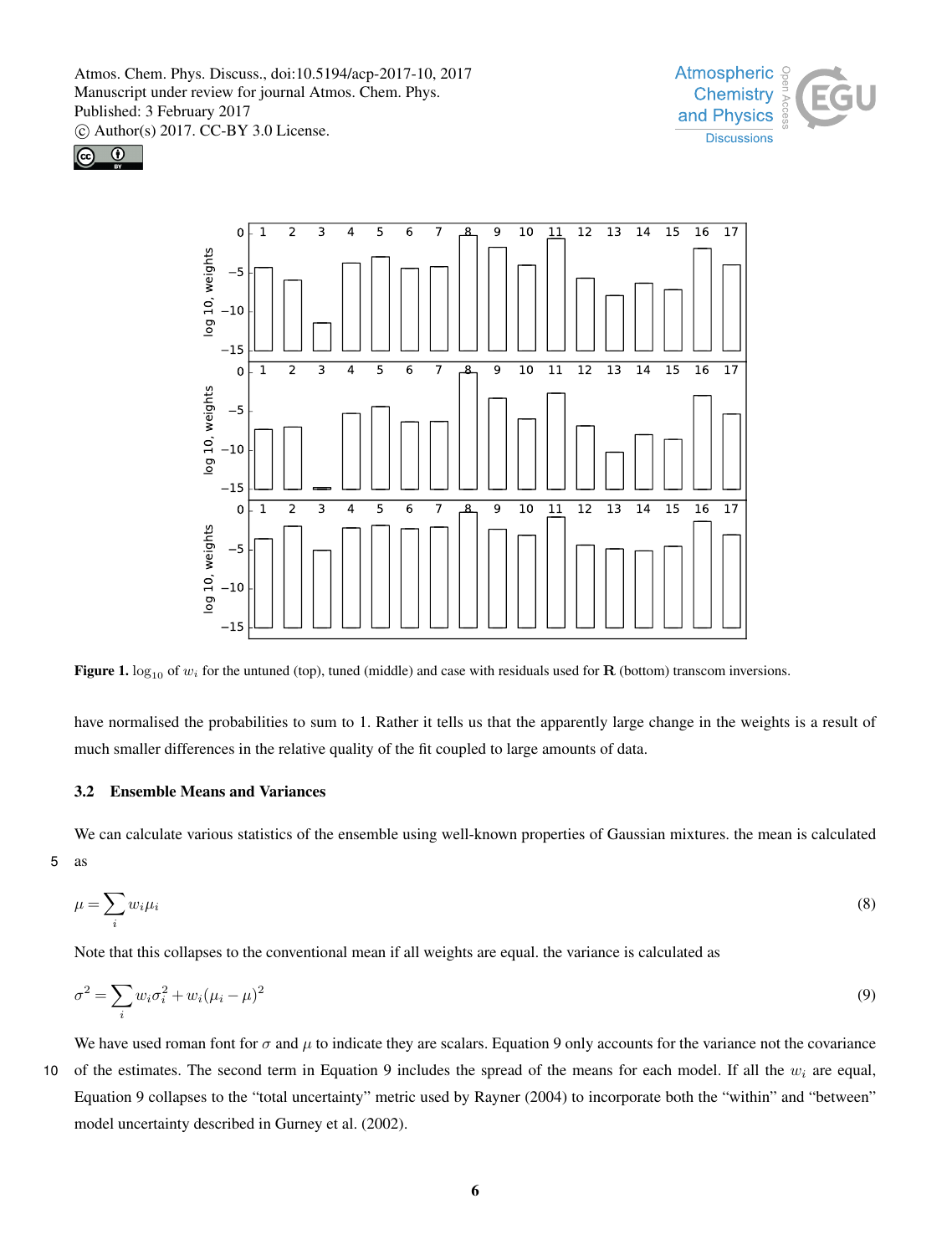**Figure 1.** $\log_{10}$ of $w_i$ for the untuned (top), tuned (middle) and case with residuals used for $\mathbf{R}$ (bottom) transcom inversions.

have normalised the probabilities to sum to 1. Rather it tells us that the apparently large change in the weights is a result of much smaller differences in the relative quality of the fit coupled to large amounts of data.

### 3.2 Ensemble Means and Variances

We can calculate various statistics of the ensemble using well-known properties of Gaussian mixtures. the mean is calculated as

$$\mu = \sum_i w_i \mu_i \tag{8}$$

Note that this collapses to the conventional mean if all weights are equal. the variance is calculated as

$$\sigma^2 = \sum_i w_i \sigma_i^2 + w_i (\mu_i - \mu)^2 \tag{9}$$

We have used roman font for $\sigma$ and $\mu$ to indicate they are scalars. Equation 9 only accounts for the variance not the covariance of the estimates. The second term in Equation 9 includes the spread of the means for each model. If all the $w_i$ are equal, Equation 9 collapses to the "total uncertainty" metric used by Rayner (2004) to incorporate both the "within" and "between" model uncertainty described in Gurney et al. (2002).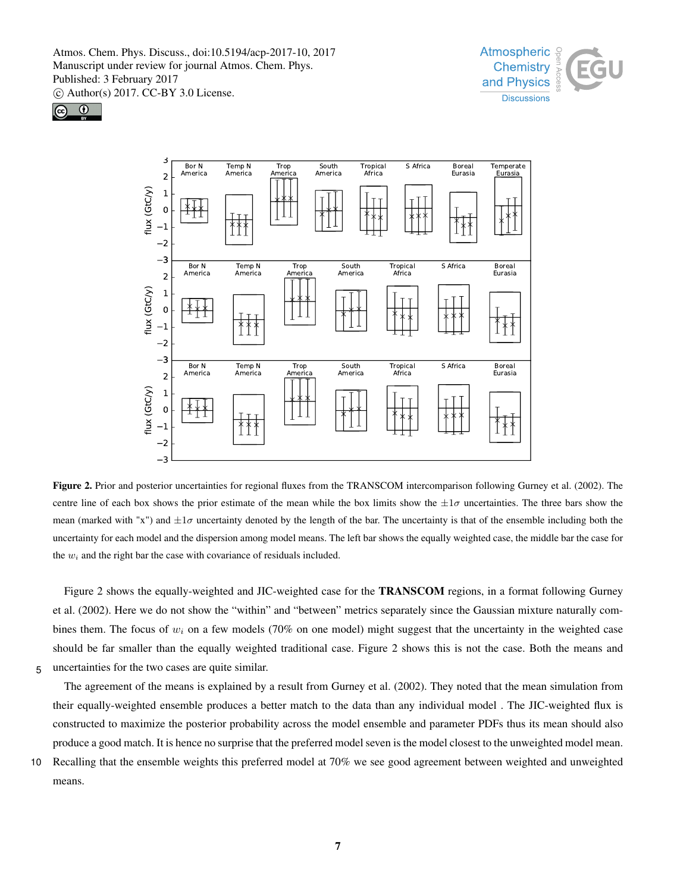**Figure 2.** Prior and posterior uncertainties for regional fluxes from the TRANSCOM intercomparison following Gurney et al. (2002). The centre line of each box shows the prior estimate of the mean while the box limits show the $\pm 1\sigma$ uncertainties. The three bars show the mean (marked with "x") and $\pm 1\sigma$ uncertainty denoted by the length of the bar. The uncertainty is that of the ensemble including both the uncertainty for each model and the dispersion among model means. The left bar shows the equally weighted case, the middle bar the case for the $w_i$ and the right bar the case with covariance of residuals included.

Figure 2 shows the equally-weighted and JIC-weighted case for the **TRANSCOM** regions, in a format following Gurney et al. (2002). Here we do not show the "within" and "between" metrics separately since the Gaussian mixture naturally combines them. The focus of $w_i$ on a few models (70% on one model) might suggest that the uncertainty in the weighted case should be far smaller than the equally weighted traditional case. Figure 2 shows this is not the case. Both the means and uncertainties for the two cases are quite similar.

The agreement of the means is explained by a result from Gurney et al. (2002). They noted that the mean simulation from their equally-weighted ensemble produces a better match to the data than any individual model . The JIC-weighted flux is constructed to maximize the posterior probability across the model ensemble and parameter PDFs thus its mean should also produce a good match. It is hence no surprise that the preferred model seven is the model closest to the unweighted model mean. Recalling that the ensemble weights this preferred model at 70% we see good agreement between weighted and unweighted means.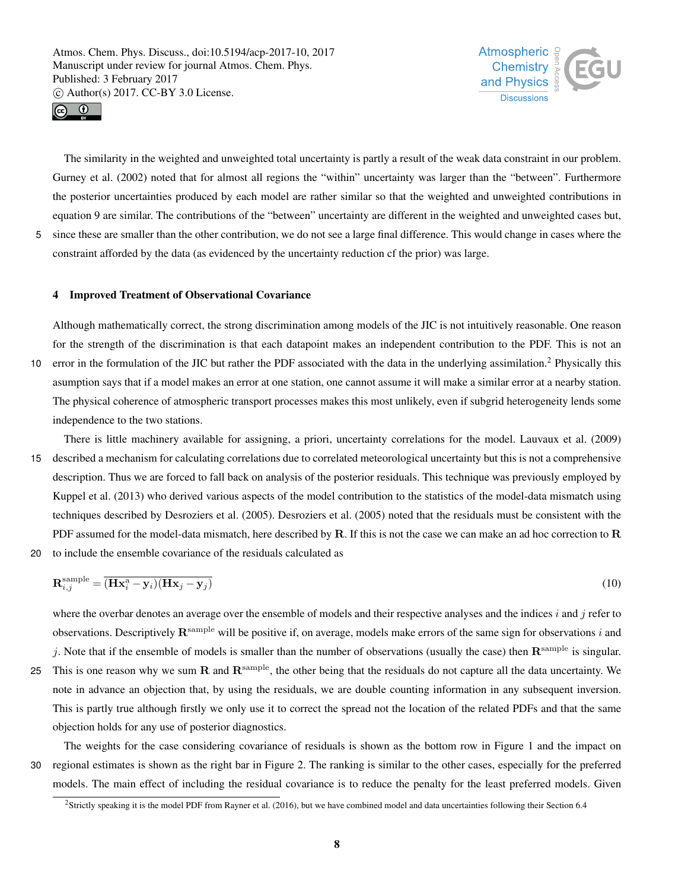The similarity in the weighted and unweighted total uncertainty is partly a result of the weak data constraint in our problem. Gurney et al. (2002) noted that for almost all regions the "within" uncertainty was larger than the "between". Furthermore the posterior uncertainties produced by each model are rather similar so that the weighted and unweighted contributions in equation 9 are similar. The contributions of the "between" uncertainty are different in the weighted and unweighted cases but, since these are smaller than the other contribution, we do not see a large final difference. This would change in cases where the constraint afforded by the data (as evidenced by the uncertainty reduction cf the prior) was large.

## 4 Improved Treatment of Observational Covariance

Although mathematically correct, the strong discrimination among models of the JIC is not intuitively reasonable. One reason for the strength of the discrimination is that each datapoint makes an independent contribution to the PDF. This is not an error in the formulation of the JIC but rather the PDF associated with the data in the underlying assimilation.[2] Physically this asumption says that if a model makes an error at one station, one cannot assume it will make a similar error at a nearby station. The physical coherence of atmospheric transport processes makes this most unlikely, even if subgrid heterogeneity lends some independence to the two stations.

There is little machinery available for assigning, a priori, uncertainty correlations for the model. Lauvaux et al. (2009) described a mechanism for calculating correlations due to correlated meteorological uncertainty but this is not a comprehensive description. Thus we are forced to fall back on analysis of the posterior residuals. This technique was previously employed by Kuppel et al. (2013) who derived various aspects of the model contribution to the statistics of the model-data mismatch using techniques described by Desroziers et al. (2005). Desroziers et al. (2005) noted that the residuals must be consistent with the PDF assumed for the model-data mismatch, here described by $\mathbf{R}$. If this is not the case we can make an ad hoc correction to $\mathbf{R}$ to include the ensemble covariance of the residuals calculated as

$$\mathbf{R}^{\text{sample}}_{i,j} = \overline{(\mathbf{H}\mathbf{x}^{\text{a}}_i - \mathbf{y}_i)(\mathbf{H}\mathbf{x}_j - \mathbf{y}_j)} \tag{10}$$

where the overbar denotes an average over the ensemble of models and their respective analyses and the indices $i$ and $j$ refer to observations. Descriptively $\mathbf{R}^{\text{sample}}$ will be positive if, on average, models make errors of the same sign for observations $i$ and $j$. Note that if the ensemble of models is smaller than the number of observations (usually the case) then $\mathbf{R}^{\text{sample}}$ is singular. This is one reason why we sum $\mathbf{R}$ and $\mathbf{R}^{\text{sample}}$, the other being that the residuals do not capture all the data uncertainty. We note in advance an objection that, by using the residuals, we are double counting information in any subsequent inversion. This is partly true although firstly we only use it to correct the spread not the location of the related PDFs and that the same objection holds for any use of posterior diagnostics.

The weights for the case considering covariance of residuals is shown as the bottom row in Figure 1 and the impact on regional estimates is shown as the right bar in Figure 2. The ranking is similar to the other cases, especially for the preferred models. The main effect of including the residual covariance is to reduce the penalty for the least preferred models. Given

[2] Strictly speaking it is the model PDF from Rayner et al. (2016), but we have combined model and data uncertainties following their Section 6.4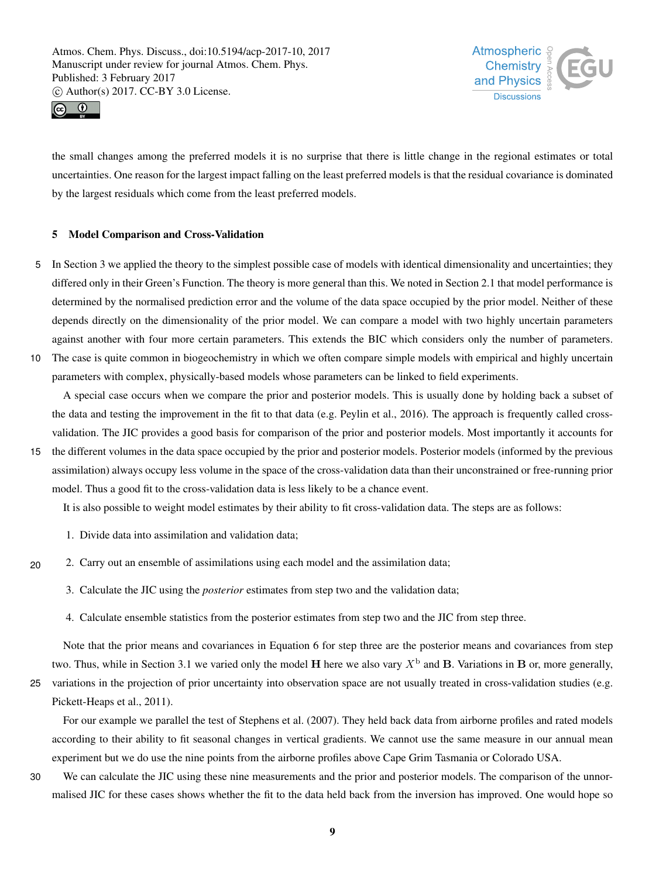the small changes among the preferred models it is no surprise that there is little change in the regional estimates or total uncertainties. One reason for the largest impact falling on the least preferred models is that the residual covariance is dominated by the largest residuals which come from the least preferred models.

## 5 Model Comparison and Cross-Validation

In Section 3 we applied the theory to the simplest possible case of models with identical dimensionality and uncertainties; they differed only in their Green's Function. The theory is more general than this. We noted in Section 2.1 that model performance is determined by the normalised prediction error and the volume of the data space occupied by the prior model. Neither of these depends directly on the dimensionality of the prior model. We can compare a model with two highly uncertain parameters against another with four more certain parameters. This extends the BIC which considers only the number of parameters. The case is quite common in biogeochemistry in which we often compare simple models with empirical and highly uncertain parameters with complex, physically-based models whose parameters can be linked to field experiments.

A special case occurs when we compare the prior and posterior models. This is usually done by holding back a subset of the data and testing the improvement in the fit to that data (e.g. Peylin et al., 2016). The approach is frequently called cross-validation. The JIC provides a good basis for comparison of the prior and posterior models. Most importantly it accounts for the different volumes in the data space occupied by the prior and posterior models. Posterior models (informed by the previous assimilation) always occupy less volume in the space of the cross-validation data than their unconstrained or free-running prior model. Thus a good fit to the cross-validation data is less likely to be a chance event.

It is also possible to weight model estimates by their ability to fit cross-validation data. The steps are as follows:

1. Divide data into assimilation and validation data;
2. Carry out an ensemble of assimilations using each model and the assimilation data;
3. Calculate the JIC using the *posterior* estimates from step two and the validation data;
4. Calculate ensemble statistics from the posterior estimates from step two and the JIC from step three.

Note that the prior means and covariances in Equation 6 for step three are the posterior means and covariances from step two. Thus, while in Section 3.1 we varied only the model $\mathbf{H}$ here we also vary $X^{\mathrm{b}}$ and $\mathbf{B}$. Variations in $\mathbf{B}$ or, more generally, variations in the projection of prior uncertainty into observation space are not usually treated in cross-validation studies (e.g. Pickett-Heaps et al., 2011).

For our example we parallel the test of Stephens et al. (2007). They held back data from airborne profiles and rated models according to their ability to fit seasonal changes in vertical gradients. We cannot use the same measure in our annual mean experiment but we do use the nine points from the airborne profiles above Cape Grim Tasmania or Colorado USA.

We can calculate the JIC using these nine measurements and the prior and posterior models. The comparison of the unnormalised JIC for these cases shows whether the fit to the data held back from the inversion has improved. One would hope so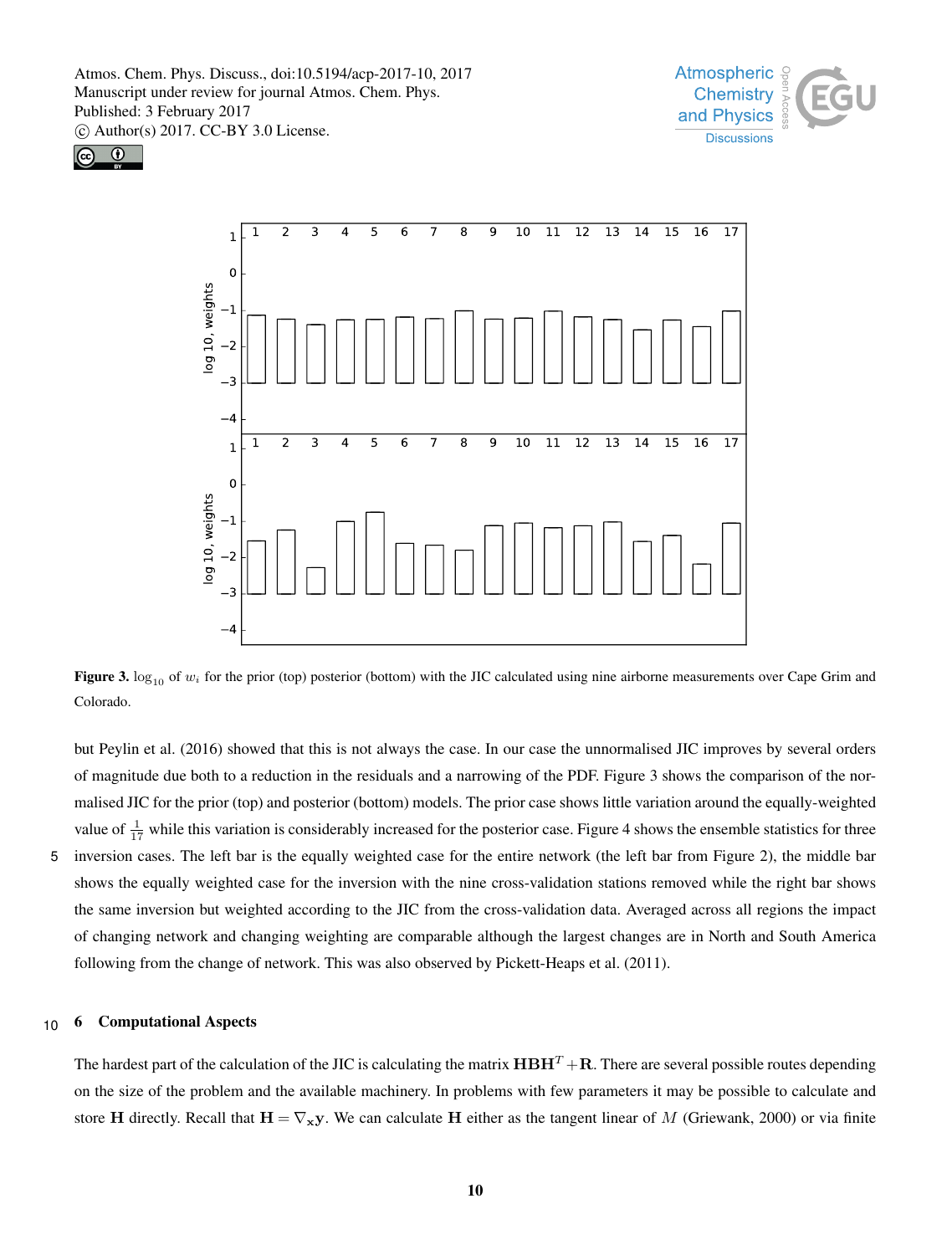**Figure 3.** $\log_{10}$ of $w_i$ for the prior (top) posterior (bottom) with the JIC calculated using nine airborne measurements over Cape Grim and Colorado.

but Peylin et al. (2016) showed that this is not always the case. In our case the unnormalised JIC improves by several orders of magnitude due both to a reduction in the residuals and a narrowing of the PDF. Figure 3 shows the comparison of the normalised JIC for the prior (top) and posterior (bottom) models. The prior case shows little variation around the equally-weighted value of $\frac{1}{17}$ while this variation is considerably increased for the posterior case. Figure 4 shows the ensemble statistics for three inversion cases. The left bar is the equally weighted case for the entire network (the left bar from Figure 2), the middle bar shows the equally weighted case for the inversion with the nine cross-validation stations removed while the right bar shows the same inversion but weighted according to the JIC from the cross-validation data. Averaged across all regions the impact of changing network and changing weighting are comparable although the largest changes are in North and South America following from the change of network. This was also observed by Pickett-Heaps et al. (2011).

## 6 Computational Aspects

The hardest part of the calculation of the JIC is calculating the matrix $\mathbf{HBH}^T + \mathbf{R}$. There are several possible routes depending on the size of the problem and the available machinery. In problems with few parameters it may be possible to calculate and store $\mathbf{H}$ directly. Recall that $\mathbf{H} = \nabla_{\mathbf{x}}\mathbf{y}$. We can calculate $\mathbf{H}$ either as the tangent linear of $M$ (Griewank, 2000) or via finite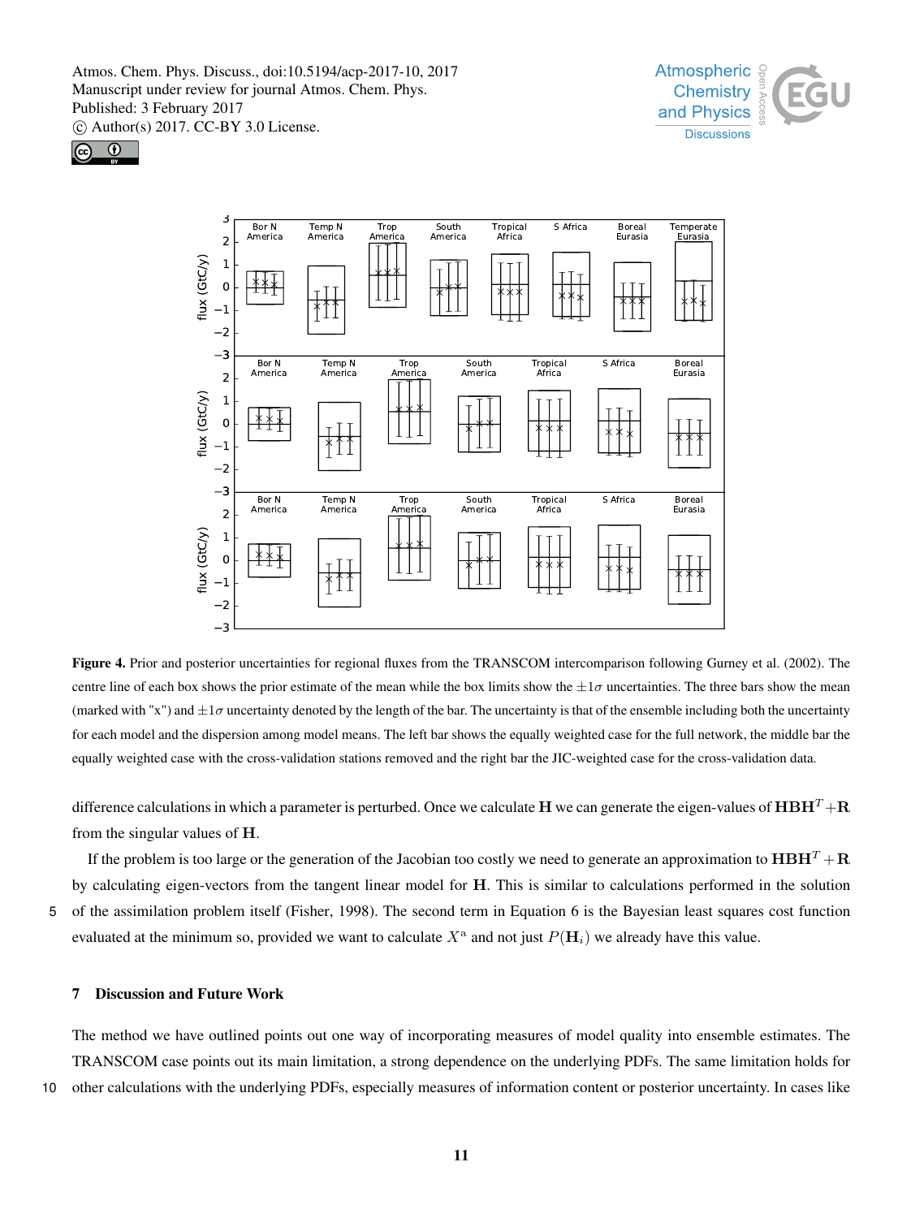**Figure 4.** Prior and posterior uncertainties for regional fluxes from the TRANSCOM intercomparison following Gurney et al. (2002). The centre line of each box shows the prior estimate of the mean while the box limits show the $\pm 1\sigma$ uncertainties. The three bars show the mean (marked with "x") and $\pm 1\sigma$ uncertainty denoted by the length of the bar. The uncertainty is that of the ensemble including both the uncertainty for each model and the dispersion among model means. The left bar shows the equally weighted case for the full network, the middle bar the equally weighted case with the cross-validation stations removed and the right bar the JIC-weighted case for the cross-validation data.

difference calculations in which a parameter is perturbed. Once we calculate $\mathbf{H}$ we can generate the eigen-values of $\mathbf{HBH}^T + \mathbf{R}$ from the singular values of $\mathbf{H}$.

If the problem is too large or the generation of the Jacobian too costly we need to generate an approximation to $\mathbf{HBH}^T + \mathbf{R}$ by calculating eigen-vectors from the tangent linear model for $\mathbf{H}$. This is similar to calculations performed in the solution of the assimilation problem itself (Fisher, 1998). The second term in Equation 6 is the Bayesian least squares cost function evaluated at the minimum so, provided we want to calculate $X^{\mathrm{a}}$ and not just $P(\mathbf{H}_i)$ we already have this value.

## 7 Discussion and Future Work

The method we have outlined points out one way of incorporating measures of model quality into ensemble estimates. The TRANSCOM case points out its main limitation, a strong dependence on the underlying PDFs. The same limitation holds for other calculations with the underlying PDFs, especially measures of information content or posterior uncertainty. In cases like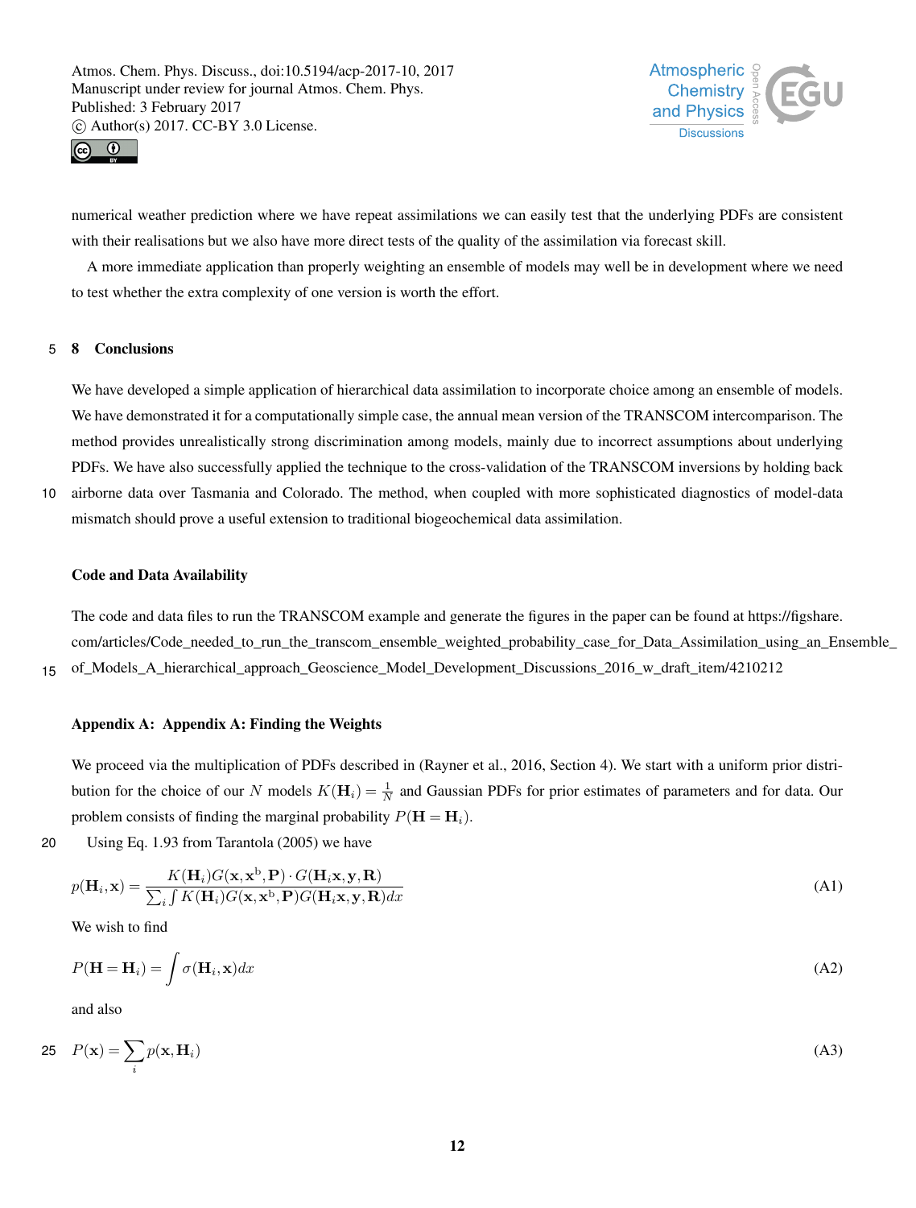numerical weather prediction where we have repeat assimilations we can easily test that the underlying PDFs are consistent with their realisations but we also have more direct tests of the quality of the assimilation via forecast skill.

A more immediate application than properly weighting an ensemble of models may well be in development where we need to test whether the extra complexity of one version is worth the effort.

## 8 Conclusions

We have developed a simple application of hierarchical data assimilation to incorporate choice among an ensemble of models. We have demonstrated it for a computationally simple case, the annual mean version of the TRANSCOM intercomparison. The method provides unrealistically strong discrimination among models, mainly due to incorrect assumptions about underlying PDFs. We have also successfully applied the technique to the cross-validation of the TRANSCOM inversions by holding back airborne data over Tasmania and Colorado. The method, when coupled with more sophisticated diagnostics of model-data mismatch should prove a useful extension to traditional biogeochemical data assimilation.

### Code and Data Availability

The code and data files to run the TRANSCOM example and generate the figures in the paper can be found at https://figshare.com/articles/Code_needed_to_run_the_transcom_ensemble_weighted_probability_case_for_Data_Assimilation_using_an_Ensemble_of_Models_A_hierarchical_approach_Geoscience_Model_Development_Discussions_2016_w_draft_item/4210212

## Appendix A: Appendix A: Finding the Weights

We proceed via the multiplication of PDFs described in (Rayner et al., 2016, Section 4). We start with a uniform prior distribution for the choice of our $N$ models $K(\mathbf{H}_i) = \frac{1}{N}$ and Gaussian PDFs for prior estimates of parameters and for data. Our problem consists of finding the marginal probability $P(\mathbf{H} = \mathbf{H}_i)$.

Using Eq. 1.93 from Tarantola (2005) we have

$$p(\mathbf{H}_i, \mathbf{x}) = \frac{K(\mathbf{H}_i) G(\mathbf{x}, \mathbf{x}^{\mathrm{b}}, \mathbf{P}) \cdot G(\mathbf{H}_i \mathbf{x}, \mathbf{y}, \mathbf{R})}{\sum_i \int K(\mathbf{H}_i) G(\mathbf{x}, \mathbf{x}^{\mathrm{b}}, \mathbf{P}) G(\mathbf{H}_i \mathbf{x}, \mathbf{y}, \mathbf{R}) dx} \tag{A1}$$

We wish to find

$$P(\mathbf{H} = \mathbf{H}_i) = \int \sigma(\mathbf{H}_i, \mathbf{x}) dx \tag{A2}$$

and also

$$P(\mathbf{x}) = \sum_i p(\mathbf{x}, \mathbf{H}_i) \tag{A3}$$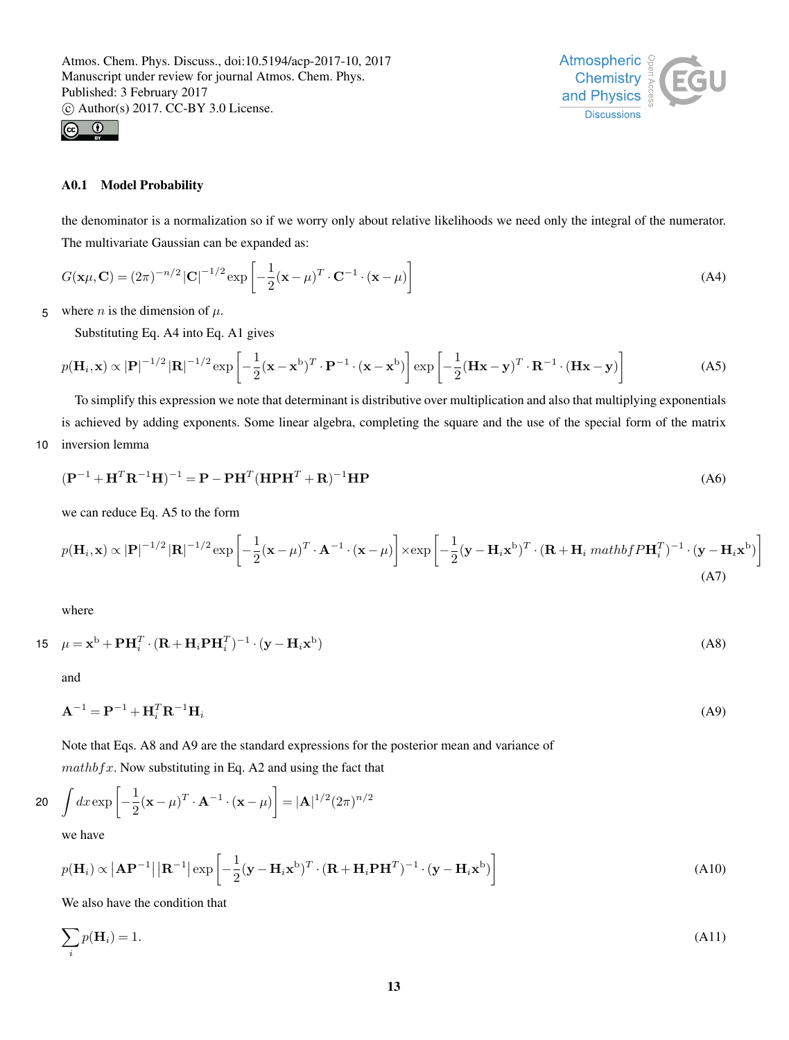### A0.1 Model Probability

the denominator is a normalization so if we worry only about relative likelihoods we need only the integral of the numerator. The multivariate Gaussian can be expanded as:

$$G(\mathbf{x}\mu, \mathbf{C}) = (2\pi)^{-n/2} |\mathbf{C}|^{-1/2} \exp\left[-\frac{1}{2}(\mathbf{x}-\mu)^T \cdot \mathbf{C}^{-1} \cdot (\mathbf{x}-\mu)\right] \tag{A4}$$

where $n$ is the dimension of $\mu$.

Substituting Eq. A4 into Eq. A1 gives

$$p(\mathbf{H}_i, \mathbf{x}) \propto |\mathbf{P}|^{-1/2} |\mathbf{R}|^{-1/2} \exp\left[-\frac{1}{2}(\mathbf{x}-\mathbf{x}^{\mathrm{b}})^T \cdot \mathbf{P}^{-1} \cdot (\mathbf{x}-\mathbf{x}^{\mathrm{b}})\right] \exp\left[-\frac{1}{2}(\mathbf{Hx}-\mathbf{y})^T \cdot \mathbf{R}^{-1} \cdot (\mathbf{Hx}-\mathbf{y})\right] \tag{A5}$$

To simplify this expression we note that determinant is distributive over multiplication and also that multiplying exponentials is achieved by adding exponents. Some linear algebra, completing the square and the use of the special form of the matrix inversion lemma

$$(\mathbf{P}^{-1} + \mathbf{H}^T\mathbf{R}^{-1}\mathbf{H})^{-1} = \mathbf{P} - \mathbf{PH}^T(\mathbf{HPH}^T + \mathbf{R})^{-1}\mathbf{HP} \tag{A6}$$

we can reduce Eq. A5 to the form

$$p(\mathbf{H}_i, \mathbf{x}) \propto |\mathbf{P}|^{-1/2} |\mathbf{R}|^{-1/2} \exp\left[-\frac{1}{2}(\mathbf{x}-\mu)^T \cdot \mathbf{A}^{-1} \cdot (\mathbf{x}-\mu)\right] \times \exp\left[-\frac{1}{2}(\mathbf{y}-\mathbf{H}_i\mathbf{x}^{\mathrm{b}})^T \cdot (\mathbf{R} + \mathbf{H}_i\, mathbf{f}P\mathbf{H}_i^T)^{-1} \cdot (\mathbf{y}-\mathbf{H}_i\mathbf{x}^{\mathrm{b}})\right] \tag{A7}$$

where

$$\mu = \mathbf{x}^{\mathrm{b}} + \mathbf{PH}_i^T \cdot (\mathbf{R} + \mathbf{H}_i\mathbf{PH}_i^T)^{-1} \cdot (\mathbf{y} - \mathbf{H}_i\mathbf{x}^{\mathrm{b}}) \tag{A8}$$

and

$$\mathbf{A}^{-1} = \mathbf{P}^{-1} + \mathbf{H}_i^T\mathbf{R}^{-1}\mathbf{H}_i \tag{A9}$$

Note that Eqs. A8 and A9 are the standard expressions for the posterior mean and variance of $mathbf{f}x$. Now substituting in Eq. A2 and using the fact that

$$\int dx \exp\left[-\frac{1}{2}(\mathbf{x}-\mu)^T \cdot \mathbf{A}^{-1} \cdot (\mathbf{x}-\mu)\right] = |\mathbf{A}|^{1/2}(2\pi)^{n/2}$$

we have

$$p(\mathbf{H}_i) \propto \left|\mathbf{AP}^{-1}\right| \left|\mathbf{R}^{-1}\right| \exp\left[-\frac{1}{2}(\mathbf{y}-\mathbf{H}_i\mathbf{x}^{\mathrm{b}})^T \cdot (\mathbf{R} + \mathbf{H}_i\mathbf{PH}^T)^{-1} \cdot (\mathbf{y}-\mathbf{H}_i\mathbf{x}^{\mathrm{b}})\right] \tag{A10}$$

We also have the condition that

$$\sum_i p(\mathbf{H}_i) = 1. \tag{A11}$$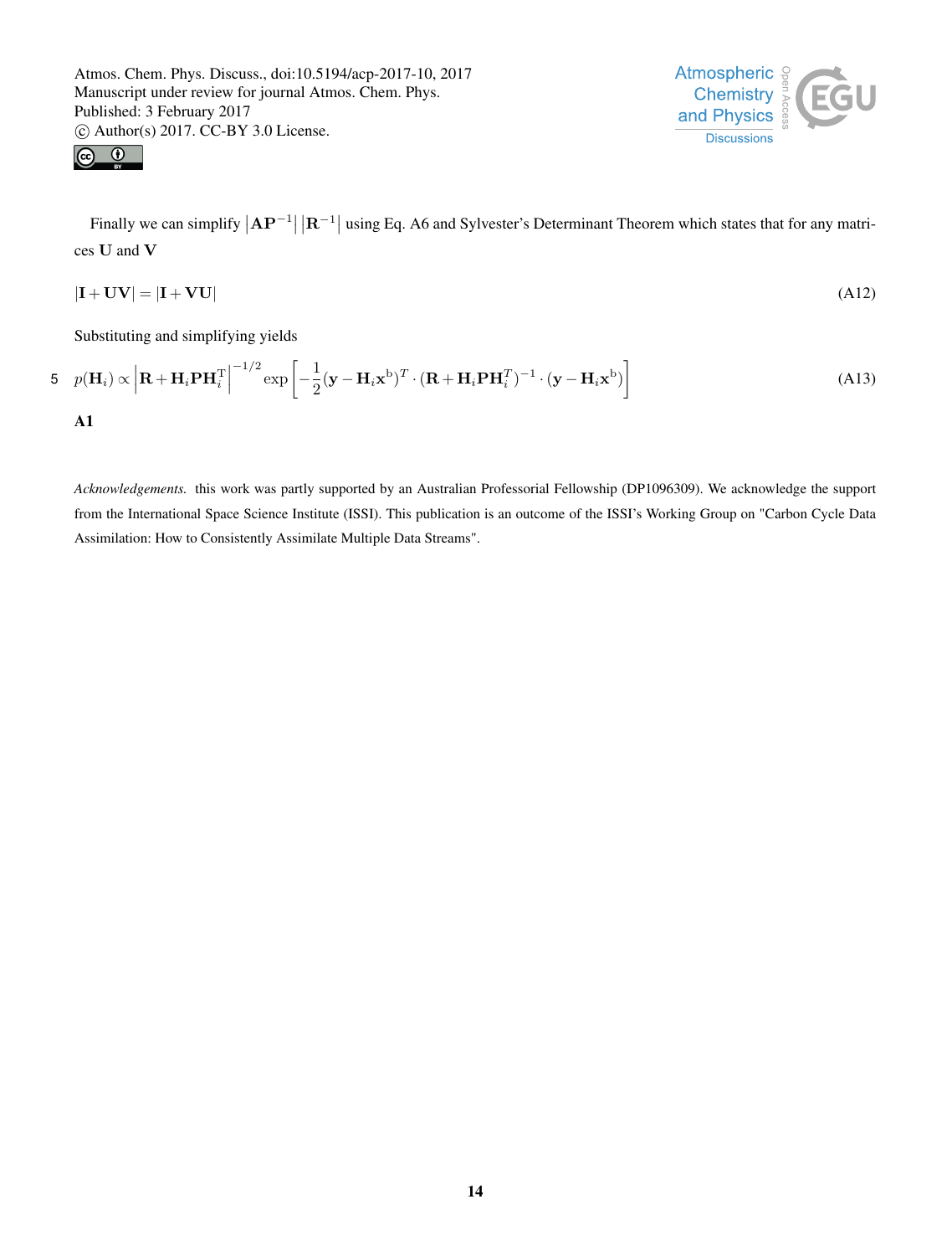Finally we can simplify $\left|\mathbf{A}\mathbf{P}^{-1}\right|\left|\mathbf{R}^{-1}\right|$ using Eq. A6 and Sylvester's Determinant Theorem which states that for any matrices $\mathbf{U}$ and $\mathbf{V}$

$$|\mathbf{I}+\mathbf{U}\mathbf{V}| = |\mathbf{I}+\mathbf{V}\mathbf{U}| \tag{A12}$$

Substituting and simplifying yields

$$p(\mathbf{H}_i) \propto \left|\mathbf{R}+\mathbf{H}_i\mathbf{P}\mathbf{H}_i^{\mathrm{T}}\right|^{-1/2} \exp\left[-\frac{1}{2}(\mathbf{y}-\mathbf{H}_i\mathbf{x}^{\mathrm{b}})^T \cdot (\mathbf{R}+\mathbf{H}_i\mathbf{P}\mathbf{H}_i^T)^{-1} \cdot (\mathbf{y}-\mathbf{H}_i\mathbf{x}^{\mathrm{b}})\right] \tag{A13}$$

**A1**

*Acknowledgements.* this work was partly supported by an Australian Professorial Fellowship (DP1096309). We acknowledge the support from the International Space Science Institute (ISSI). This publication is an outcome of the ISSI's Working Group on "Carbon Cycle Data Assimilation: How to Consistently Assimilate Multiple Data Streams".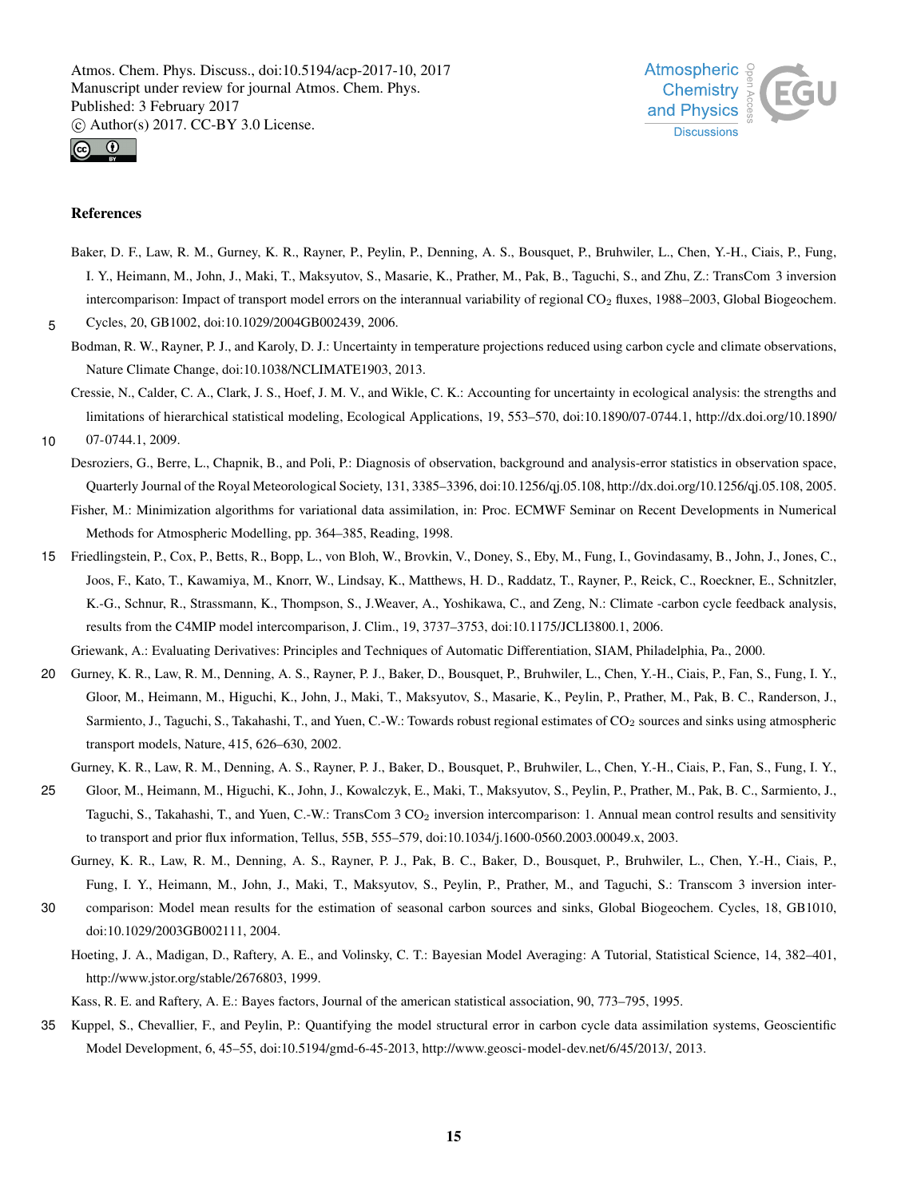## References

Baker, D. F., Law, R. M., Gurney, K. R., Rayner, P., Peylin, P., Denning, A. S., Bousquet, P., Bruhwiler, L., Chen, Y.-H., Ciais, P., Fung, I. Y., Heimann, M., John, J., Maki, T., Maksyutov, S., Masarie, K., Prather, M., Pak, B., Taguchi, S., and Zhu, Z.: TransCom 3 inversion intercomparison: Impact of transport model errors on the interannual variability of regional $CO_2$ fluxes, 1988–2003, Global Biogeochem. Cycles, 20, GB1002, doi:10.1029/2004GB002439, 2006.

Bodman, R. W., Rayner, P. J., and Karoly, D. J.: Uncertainty in temperature projections reduced using carbon cycle and climate observations, Nature Climate Change, doi:10.1038/NCLIMATE1903, 2013.

Cressie, N., Calder, C. A., Clark, J. S., Hoef, J. M. V., and Wikle, C. K.: Accounting for uncertainty in ecological analysis: the strengths and limitations of hierarchical statistical modeling, Ecological Applications, 19, 553–570, doi:10.1890/07-0744.1, http://dx.doi.org/10.1890/07-0744.1, 2009.

Desroziers, G., Berre, L., Chapnik, B., and Poli, P.: Diagnosis of observation, background and analysis-error statistics in observation space, Quarterly Journal of the Royal Meteorological Society, 131, 3385–3396, doi:10.1256/qj.05.108, http://dx.doi.org/10.1256/qj.05.108, 2005.

Fisher, M.: Minimization algorithms for variational data assimilation, in: Proc. ECMWF Seminar on Recent Developments in Numerical Methods for Atmospheric Modelling, pp. 364–385, Reading, 1998.

Friedlingstein, P., Cox, P., Betts, R., Bopp, L., von Bloh, W., Brovkin, V., Doney, S., Eby, M., Fung, I., Govindasamy, B., John, J., Jones, C., Joos, F., Kato, T., Kawamiya, M., Knorr, W., Lindsay, K., Matthews, H. D., Raddatz, T., Rayner, P., Reick, C., Roeckner, E., Schnitzler, K.-G., Schnur, R., Strassmann, K., Thompson, S., J.Weaver, A., Yoshikawa, C., and Zeng, N.: Climate -carbon cycle feedback analysis, results from the C4MIP model intercomparison, J. Clim., 19, 3737–3753, doi:10.1175/JCLI3800.1, 2006.

Griewank, A.: Evaluating Derivatives: Principles and Techniques of Automatic Differentiation, SIAM, Philadelphia, Pa., 2000.

Gurney, K. R., Law, R. M., Denning, A. S., Rayner, P. J., Baker, D., Bousquet, P., Bruhwiler, L., Chen, Y.-H., Ciais, P., Fan, S., Fung, I. Y., Gloor, M., Heimann, M., Higuchi, K., John, J., Maki, T., Maksyutov, S., Masarie, K., Peylin, P., Prather, M., Pak, B. C., Randerson, J., Sarmiento, J., Taguchi, S., Takahashi, T., and Yuen, C.-W.: Towards robust regional estimates of $CO_2$ sources and sinks using atmospheric transport models, Nature, 415, 626–630, 2002.

Gurney, K. R., Law, R. M., Denning, A. S., Rayner, P. J., Baker, D., Bousquet, P., Bruhwiler, L., Chen, Y.-H., Ciais, P., Fan, S., Fung, I. Y., Gloor, M., Heimann, M., Higuchi, K., John, J., Kowalczyk, E., Maki, T., Maksyutov, S., Peylin, P., Prather, M., Pak, B. C., Sarmiento, J., Taguchi, S., Takahashi, T., and Yuen, C.-W.: TransCom 3 $CO_2$ inversion intercomparison: 1. Annual mean control results and sensitivity to transport and prior flux information, Tellus, 55B, 555–579, doi:10.1034/j.1600-0560.2003.00049.x, 2003.

Gurney, K. R., Law, R. M., Denning, A. S., Rayner, P. J., Pak, B. C., Baker, D., Bousquet, P., Bruhwiler, L., Chen, Y.-H., Ciais, P., Fung, I. Y., Heimann, M., John, J., Maki, T., Maksyutov, S., Peylin, P., Prather, M., and Taguchi, S.: Transcom 3 inversion intercomparison: Model mean results for the estimation of seasonal carbon sources and sinks, Global Biogeochem. Cycles, 18, GB1010, doi:10.1029/2003GB002111, 2004.

Hoeting, J. A., Madigan, D., Raftery, A. E., and Volinsky, C. T.: Bayesian Model Averaging: A Tutorial, Statistical Science, 14, 382–401, http://www.jstor.org/stable/2676803, 1999.

Kass, R. E. and Raftery, A. E.: Bayes factors, Journal of the american statistical association, 90, 773–795, 1995.

Kuppel, S., Chevallier, F., and Peylin, P.: Quantifying the model structural error in carbon cycle data assimilation systems, Geoscientific Model Development, 6, 45–55, doi:10.5194/gmd-6-45-2013, http://www.geosci-model-dev.net/6/45/2013/, 2013.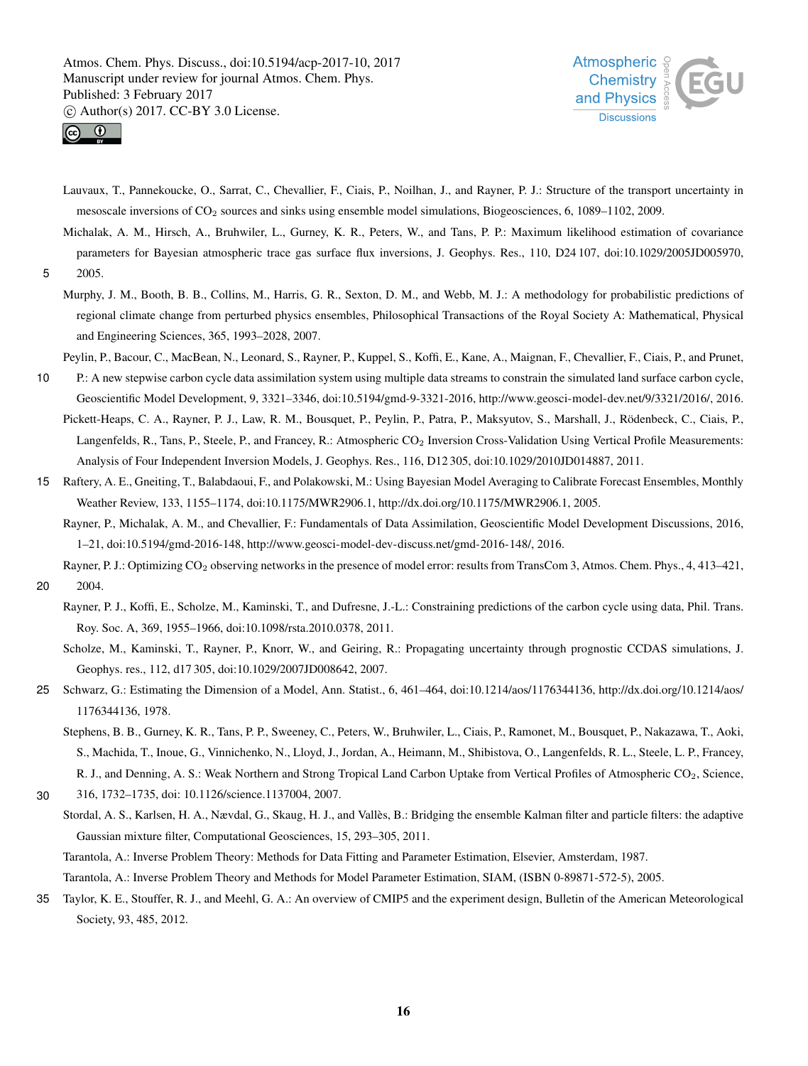Lauvaux, T., Pannekoucke, O., Sarrat, C., Chevallier, F., Ciais, P., Noilhan, J., and Rayner, P. J.: Structure of the transport uncertainty in mesoscale inversions of $CO_2$ sources and sinks using ensemble model simulations, Biogeosciences, 6, 1089–1102, 2009.

Michalak, A. M., Hirsch, A., Bruhwiler, L., Gurney, K. R., Peters, W., and Tans, P. P.: Maximum likelihood estimation of covariance parameters for Bayesian atmospheric trace gas surface flux inversions, J. Geophys. Res., 110, D24 107, doi:10.1029/2005JD005970, 2005.

Murphy, J. M., Booth, B. B., Collins, M., Harris, G. R., Sexton, D. M., and Webb, M. J.: A methodology for probabilistic predictions of regional climate change from perturbed physics ensembles, Philosophical Transactions of the Royal Society A: Mathematical, Physical and Engineering Sciences, 365, 1993–2028, 2007.

Peylin, P., Bacour, C., MacBean, N., Leonard, S., Rayner, P., Kuppel, S., Koffi, E., Kane, A., Maignan, F., Chevallier, F., Ciais, P., and Prunet, P.: A new stepwise carbon cycle data assimilation system using multiple data streams to constrain the simulated land surface carbon cycle, Geoscientific Model Development, 9, 3321–3346, doi:10.5194/gmd-9-3321-2016, http://www.geosci-model-dev.net/9/3321/2016/, 2016.

Pickett-Heaps, C. A., Rayner, P. J., Law, R. M., Bousquet, P., Peylin, P., Patra, P., Maksyutov, S., Marshall, J., Rödenbeck, C., Ciais, P., Langenfelds, R., Tans, P., Steele, P., and Francey, R.: Atmospheric $CO_2$ Inversion Cross-Validation Using Vertical Profile Measurements: Analysis of Four Independent Inversion Models, J. Geophys. Res., 116, D12 305, doi:10.1029/2010JD014887, 2011.

Raftery, A. E., Gneiting, T., Balabdaoui, F., and Polakowski, M.: Using Bayesian Model Averaging to Calibrate Forecast Ensembles, Monthly Weather Review, 133, 1155–1174, doi:10.1175/MWR2906.1, http://dx.doi.org/10.1175/MWR2906.1, 2005.

Rayner, P., Michalak, A. M., and Chevallier, F.: Fundamentals of Data Assimilation, Geoscientific Model Development Discussions, 2016, 1–21, doi:10.5194/gmd-2016-148, http://www.geosci-model-dev-discuss.net/gmd-2016-148/, 2016.

Rayner, P. J.: Optimizing $CO_2$ observing networks in the presence of model error: results from TransCom 3, Atmos. Chem. Phys., 4, 413–421, 2004.

Rayner, P. J., Koffi, E., Scholze, M., Kaminski, T., and Dufresne, J.-L.: Constraining predictions of the carbon cycle using data, Phil. Trans. Roy. Soc. A, 369, 1955–1966, doi:10.1098/rsta.2010.0378, 2011.

Scholze, M., Kaminski, T., Rayner, P., Knorr, W., and Geiring, R.: Propagating uncertainty through prognostic CCDAS simulations, J. Geophys. res., 112, d17 305, doi:10.1029/2007JD008642, 2007.

Schwarz, G.: Estimating the Dimension of a Model, Ann. Statist., 6, 461–464, doi:10.1214/aos/1176344136, http://dx.doi.org/10.1214/aos/1176344136, 1978.

Stephens, B. B., Gurney, K. R., Tans, P. P., Sweeney, C., Peters, W., Bruhwiler, L., Ciais, P., Ramonet, M., Bousquet, P., Nakazawa, T., Aoki, S., Machida, T., Inoue, G., Vinnichenko, N., Lloyd, J., Jordan, A., Heimann, M., Shibistova, O., Langenfelds, R. L., Steele, L. P., Francey, R. J., and Denning, A. S.: Weak Northern and Strong Tropical Land Carbon Uptake from Vertical Profiles of Atmospheric $CO_2$, Science, 316, 1732–1735, doi: 10.1126/science.1137004, 2007.

Stordal, A. S., Karlsen, H. A., Nævdal, G., Skaug, H. J., and Vallès, B.: Bridging the ensemble Kalman filter and particle filters: the adaptive Gaussian mixture filter, Computational Geosciences, 15, 293–305, 2011.

Tarantola, A.: Inverse Problem Theory: Methods for Data Fitting and Parameter Estimation, Elsevier, Amsterdam, 1987.

Tarantola, A.: Inverse Problem Theory and Methods for Model Parameter Estimation, SIAM, (ISBN 0-89871-572-5), 2005.

Taylor, K. E., Stouffer, R. J., and Meehl, G. A.: An overview of CMIP5 and the experiment design, Bulletin of the American Meteorological Society, 93, 485, 2012.